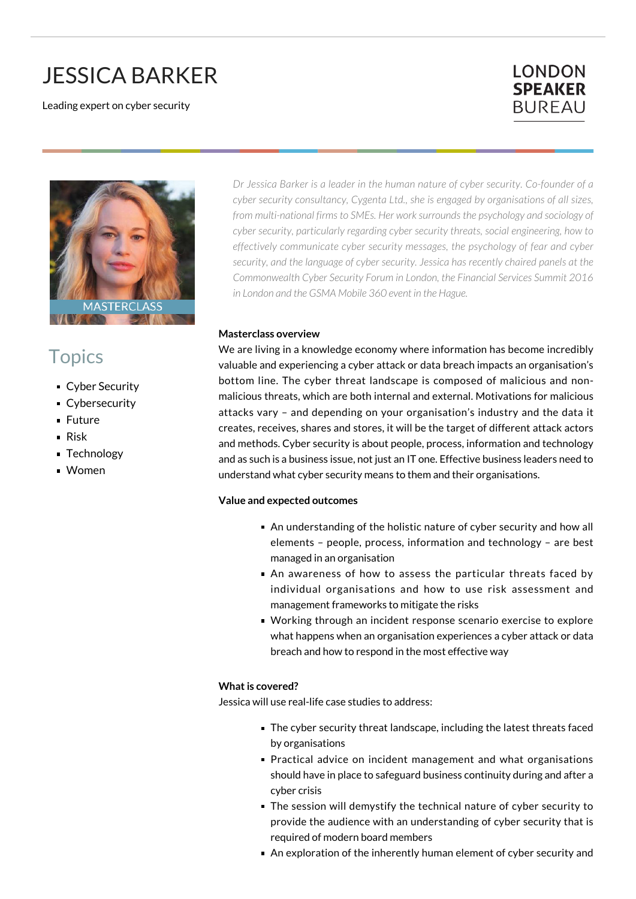# JESSICA BARKER

Leading expert on cyber security

LONDON **SPEAKER** BUREAU

MASTERCLASS

## Topics

- Cyber Security
- Cybersecurity
- Future
- Risk
- Technology
- Women

*Dr Jessica Barker is a leader in the human nature of cyber security. Co-founder of a cyber security consultancy, Cygenta Ltd., she is engaged by organisations of all sizes, from multi-national firms to SMEs. Her work surrounds the psychology and sociology of cyber security, particularly regarding cyber security threats, social engineering, how to effectively communicate cyber security messages, the psychology of fear and cyber security, and the language of cyber security. Jessica has recently chaired panels at the Commonwealth Cyber Security Forum in London, the Financial Services Summit 2016 in London and the GSMA Mobile 360 event in the Hague.*

**Masterclass overview**

We are living in a knowledge economy where information has become incredibly valuable and experiencing a cyber attack or data breach impacts an organisation's bottom line. The cyber threat landscape is composed of malicious and non-malicious threats, which are both internal and external. Motivations for malicious attacks vary – and depending on your organisation's industry and the data it creates, receives, shares and stores, it will be the target of different attack actors and methods. Cyber security is about people, process, information and technology and as such is a business issue, not just an IT one. Effective business leaders need to understand what cyber security means to them and their organisations.

**Value and expected outcomes**

- An understanding of the holistic nature of cyber security and how all elements – people, process, information and technology – are best managed in an organisation
- An awareness of how to assess the particular threats faced by individual organisations and how to use risk assessment and management frameworks to mitigate the risks
- Working through an incident response scenario exercise to explore what happens when an organisation experiences a cyber attack or data breach and how to respond in the most effective way

**What is covered?**

Jessica will use real-life case studies to address:

- The cyber security threat landscape, including the latest threats faced by organisations
- Practical advice on incident management and what organisations should have in place to safeguard business continuity during and after a cyber crisis
- The session will demystify the technical nature of cyber security to provide the audience with an understanding of cyber security that is required of modern board members
- An exploration of the inherently human element of cyber security and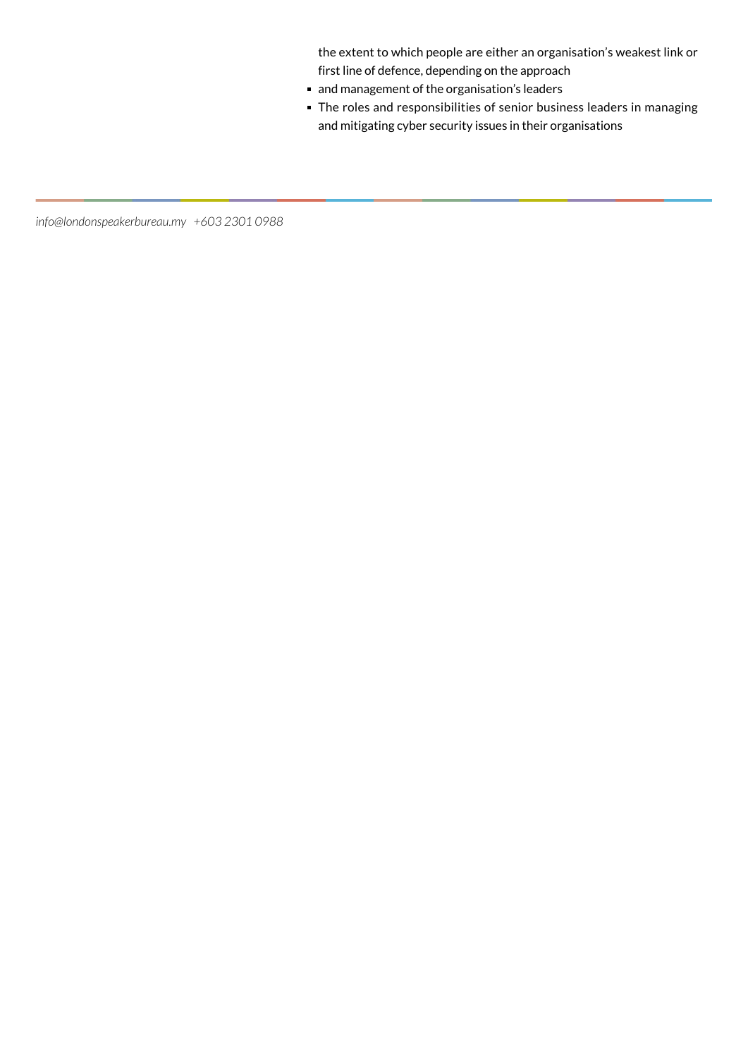the extent to which people are either an organisation's weakest link or first line of defence, depending on the approach

- and management of the organisation's leaders
- The roles and responsibilities of senior business leaders in managing and mitigating cyber security issues in their organisations